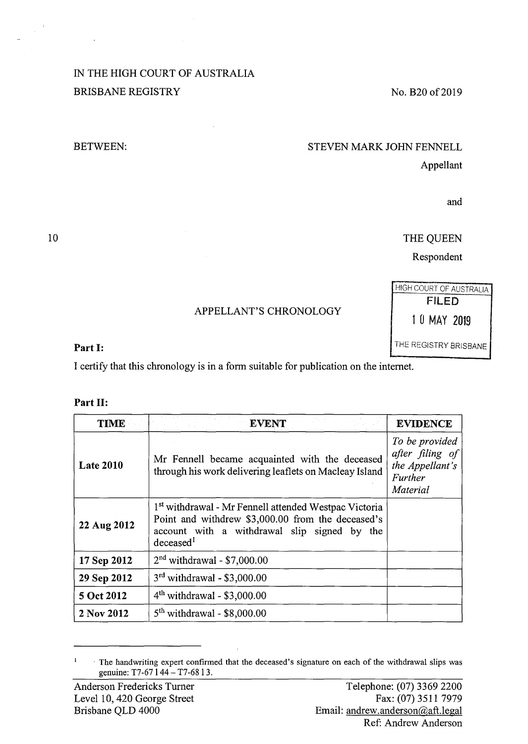IN THE HIGH COURT OF AUSTRALIA

BRISBANE REGISTRY

No. B20 of 2019

BETWEEN:

STEVEN MARK JOHN FENNELL

Appellant

and

THE QUEEN

Respondent

HIGH COURT OF AUSTRALIA
FILED
10 MAY 2019
THE REGISTRY BRISBANE

APPELLANT'S CHRONOLOGY

**Part I:**

I certify that this chronology is in a form suitable for publication on the internet.

**Part II:**

| TIME | EVENT | EVIDENCE |
|---|---|---|
| **Late 2010** | Mr Fennell became acquainted with the deceased through his work delivering leaflets on Macleay Island | *To be provided after filing of the Appellant's Further Material* |
| **22 Aug 2012** | 1st withdrawal - Mr Fennell attended Westpac Victoria Point and withdrew $3,000.00 from the deceased's account with a withdrawal slip signed by the deceased[1] | |
| **17 Sep 2012** | 2nd withdrawal - $7,000.00 | |
| **29 Sep 2012** | 3rd withdrawal - $3,000.00 | |
| **5 Oct 2012** | 4th withdrawal - $3,000.00 | |
| **2 Nov 2012** | 5th withdrawal - $8,000.00 | |

[1] The handwriting expert confirmed that the deceased's signature on each of the withdrawal slips was genuine: T7-67 l 44 – T7-68 l 3.

Anderson Fredericks Turner
Level 10, 420 George Street
Brisbane QLD 4000

Telephone: (07) 3369 2200
Fax: (07) 3511 7979
Email: andrew.anderson@aft.legal
Ref: Andrew Anderson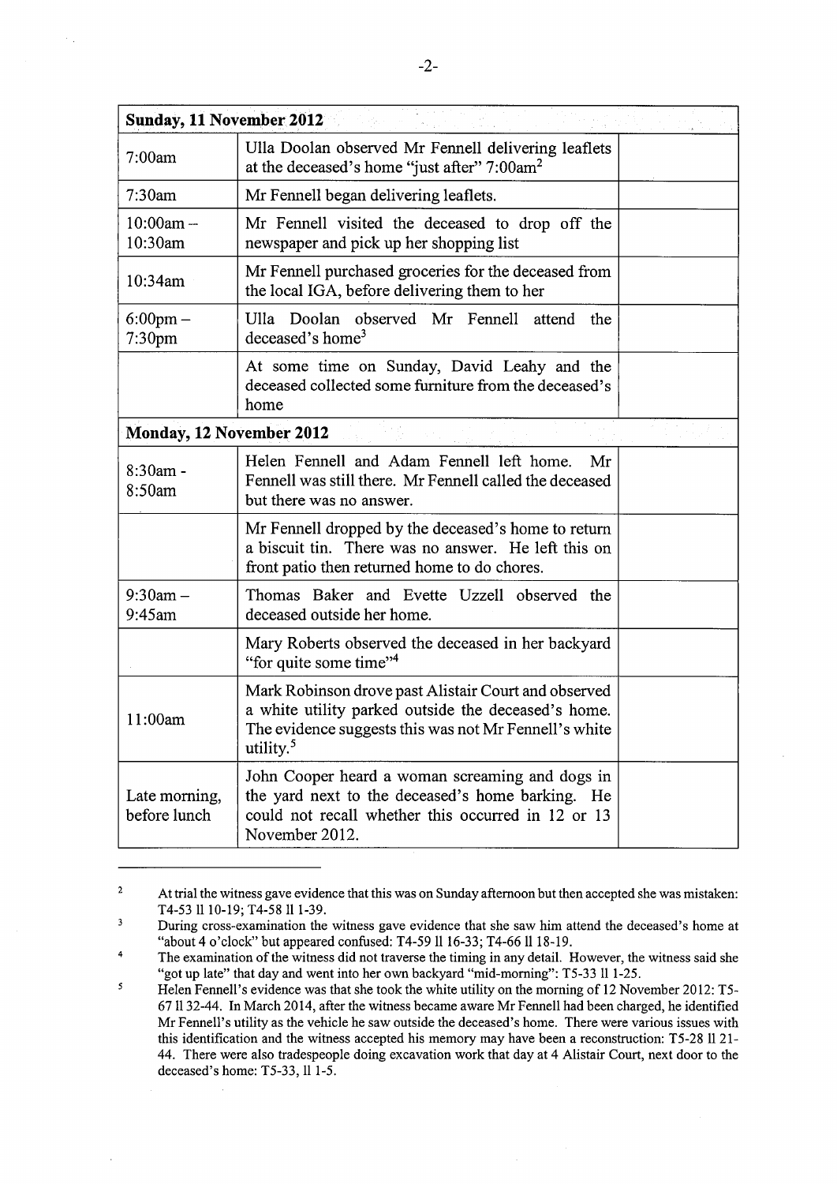| Sunday, 11 November 2012 | | |
|---|---|---|
| 7:00am | Ulla Doolan observed Mr Fennell delivering leaflets at the deceased's home "just after" 7:00am[2] | |
| 7:30am | Mr Fennell began delivering leaflets. | |
| 10:00am – 10:30am | Mr Fennell visited the deceased to drop off the newspaper and pick up her shopping list | |
| 10:34am | Mr Fennell purchased groceries for the deceased from the local IGA, before delivering them to her | |
| 6:00pm – 7:30pm | Ulla Doolan observed Mr Fennell attend the deceased's home[3] | |
| | At some time on Sunday, David Leahy and the deceased collected some furniture from the deceased's home | |
| **Monday, 12 November 2012** | | |
| 8:30am - 8:50am | Helen Fennell and Adam Fennell left home. Mr Fennell was still there. Mr Fennell called the deceased but there was no answer. | |
| | Mr Fennell dropped by the deceased's home to return a biscuit tin. There was no answer. He left this on front patio then returned home to do chores. | |
| 9:30am – 9:45am | Thomas Baker and Evette Uzzell observed the deceased outside her home. | |
| | Mary Roberts observed the deceased in her backyard "for quite some time"[4] | |
| 11:00am | Mark Robinson drove past Alistair Court and observed a white utility parked outside the deceased's home. The evidence suggests this was not Mr Fennell's white utility.[5] | |
| Late morning, before lunch | John Cooper heard a woman screaming and dogs in the yard next to the deceased's home barking. He could not recall whether this occurred in 12 or 13 November 2012. | |

---

2 At trial the witness gave evidence that this was on Sunday afternoon but then accepted she was mistaken: T4-53 ll 10-19; T4-58 ll 1-39.

3 During cross-examination the witness gave evidence that she saw him attend the deceased's home at "about 4 o'clock" but appeared confused: T4-59 ll 16-33; T4-66 ll 18-19.

4 The examination of the witness did not traverse the timing in any detail. However, the witness said she "got up late" that day and went into her own backyard "mid-morning": T5-33 ll 1-25.

5 Helen Fennell's evidence was that she took the white utility on the morning of 12 November 2012: T5-67 ll 32-44. In March 2014, after the witness became aware Mr Fennell had been charged, he identified Mr Fennell's utility as the vehicle he saw outside the deceased's home. There were various issues with this identification and the witness accepted his memory may have been a reconstruction: T5-28 ll 21-44. There were also tradespeople doing excavation work that day at 4 Alistair Court, next door to the deceased's home: T5-33, ll 1-5.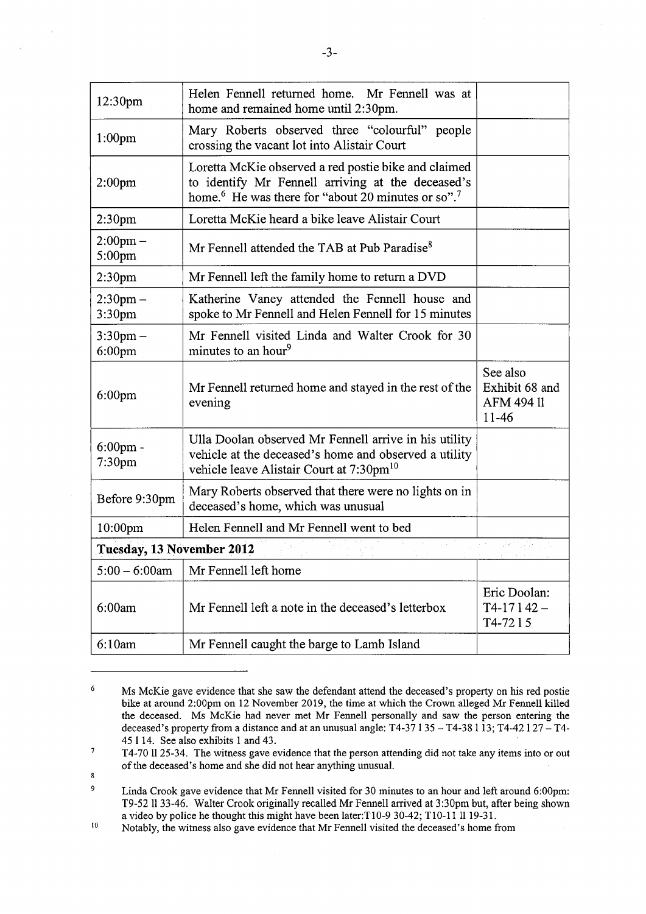| | | |
|---|---|---|
| 12:30pm | Helen Fennell returned home. Mr Fennell was at home and remained home until 2:30pm. | |
| 1:00pm | Mary Roberts observed three "colourful" people crossing the vacant lot into Alistair Court | |
| 2:00pm | Loretta McKie observed a red postie bike and claimed to identify Mr Fennell arriving at the deceased's home.[6] He was there for "about 20 minutes or so".[7] | |
| 2:30pm | Loretta McKie heard a bike leave Alistair Court | |
| 2:00pm – 5:00pm | Mr Fennell attended the TAB at Pub Paradise[8] | |
| 2:30pm | Mr Fennell left the family home to return a DVD | |
| 2:30pm – 3:30pm | Katherine Vaney attended the Fennell house and spoke to Mr Fennell and Helen Fennell for 15 minutes | |
| 3:30pm – 6:00pm | Mr Fennell visited Linda and Walter Crook for 30 minutes to an hour[9] | |
| 6:00pm | Mr Fennell returned home and stayed in the rest of the evening | See also Exhibit 68 and AFM 494 ll 11-46 |
| 6:00pm - 7:30pm | Ulla Doolan observed Mr Fennell arrive in his utility vehicle at the deceased's home and observed a utility vehicle leave Alistair Court at 7:30pm[10] | |
| Before 9:30pm | Mary Roberts observed that there were no lights on in deceased's home, which was unusual | |
| 10:00pm | Helen Fennell and Mr Fennell went to bed | |
| **Tuesday, 13 November 2012** | | |
| 5:00 – 6:00am | Mr Fennell left home | |
| 6:00am | Mr Fennell left a note in the deceased's letterbox | Eric Doolan: T4-17 l 42 – T4-72 l 5 |
| 6:10am | Mr Fennell caught the barge to Lamb Island | |

---

6 Ms McKie gave evidence that she saw the defendant attend the deceased's property on his red postie bike at around 2:00pm on 12 November 2019, the time at which the Crown alleged Mr Fennell killed the deceased. Ms McKie had never met Mr Fennell personally and saw the person entering the deceased's property from a distance and at an unusual angle: T4-37 l 35 – T4-38 l 13; T4-42 l 27 – T4-45 l 14. See also exhibits 1 and 43.

7 T4-70 ll 25-34. The witness gave evidence that the person attending did not take any items into or out of the deceased's home and she did not hear anything unusual.

8

9 Linda Crook gave evidence that Mr Fennell visited for 30 minutes to an hour and left around 6:00pm: T9-52 ll 33-46. Walter Crook originally recalled Mr Fennell arrived at 3:30pm but, after being shown a video by police he thought this might have been later:T10-9 30-42; T10-11 ll 19-31.

10 Notably, the witness also gave evidence that Mr Fennell visited the deceased's home from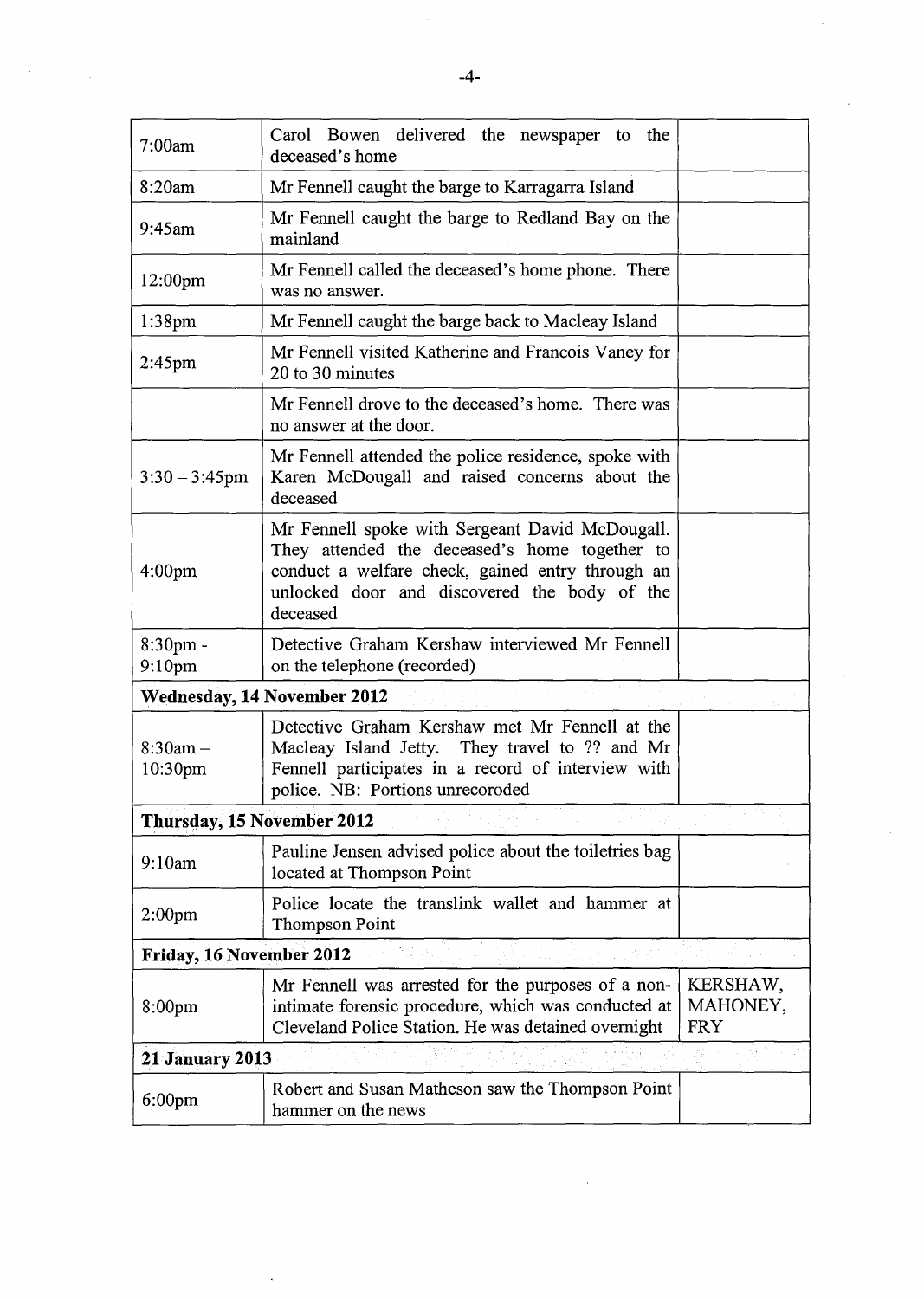| | | |
|---|---|---|
| 7:00am | Carol Bowen delivered the newspaper to the deceased's home | |
| 8:20am | Mr Fennell caught the barge to Karragarra Island | |
| 9:45am | Mr Fennell caught the barge to Redland Bay on the mainland | |
| 12:00pm | Mr Fennell called the deceased's home phone. There was no answer. | |
| 1:38pm | Mr Fennell caught the barge back to Macleay Island | |
| 2:45pm | Mr Fennell visited Katherine and Francois Vaney for 20 to 30 minutes | |
| | Mr Fennell drove to the deceased's home. There was no answer at the door. | |
| 3:30 – 3:45pm | Mr Fennell attended the police residence, spoke with Karen McDougall and raised concerns about the deceased | |
| 4:00pm | Mr Fennell spoke with Sergeant David McDougall. They attended the deceased's home together to conduct a welfare check, gained entry through an unlocked door and discovered the body of the deceased | |
| 8:30pm - 9:10pm | Detective Graham Kershaw interviewed Mr Fennell on the telephone (recorded) | |
| **Wednesday, 14 November 2012** | | |
| 8:30am – 10:30pm | Detective Graham Kershaw met Mr Fennell at the Macleay Island Jetty. They travel to ?? and Mr Fennell participates in a record of interview with police. NB: Portions unrecoroded | |
| **Thursday, 15 November 2012** | | |
| 9:10am | Pauline Jensen advised police about the toiletries bag located at Thompson Point | |
| 2:00pm | Police locate the translink wallet and hammer at Thompson Point | |
| **Friday, 16 November 2012** | | |
| 8:00pm | Mr Fennell was arrested for the purposes of a non-intimate forensic procedure, which was conducted at Cleveland Police Station. He was detained overnight | KERSHAW, MAHONEY, FRY |
| **21 January 2013** | | |
| 6:00pm | Robert and Susan Matheson saw the Thompson Point hammer on the news | |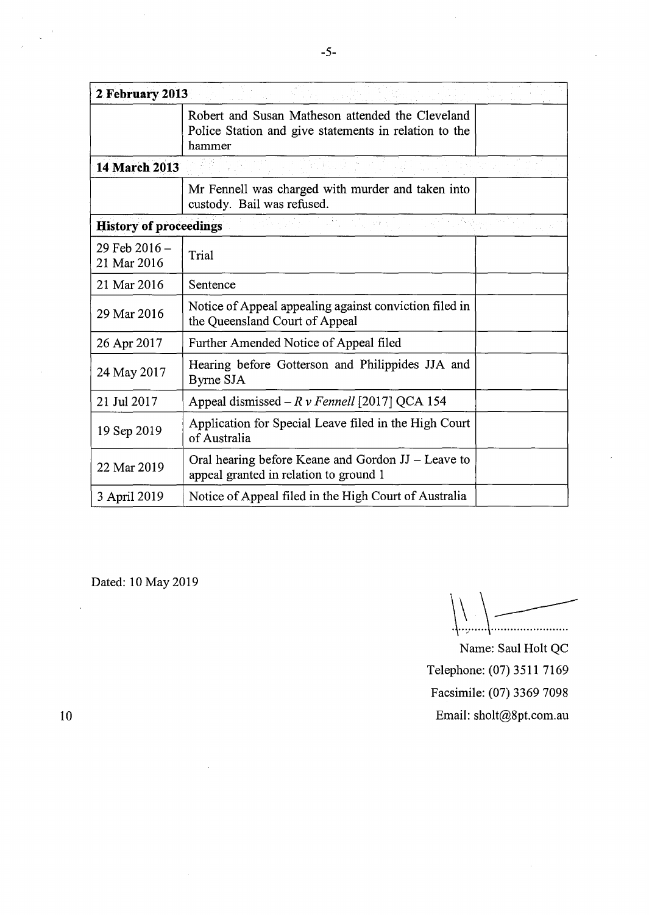| | | |
|---|---|---|
| **2 February 2013** | | |
| | Robert and Susan Matheson attended the Cleveland Police Station and give statements in relation to the hammer | |
| **14 March 2013** | | |
| | Mr Fennell was charged with murder and taken into custody. Bail was refused. | |
| **History of proceedings** | | |
| 29 Feb 2016 – 21 Mar 2016 | Trial | |
| 21 Mar 2016 | Sentence | |
| 29 Mar 2016 | Notice of Appeal appealing against conviction filed in the Queensland Court of Appeal | |
| 26 Apr 2017 | Further Amended Notice of Appeal filed | |
| 24 May 2017 | Hearing before Gotterson and Philippides JJA and Byrne SJA | |
| 21 Jul 2017 | Appeal dismissed – *R v Fennell* [2017] QCA 154 | |
| 19 Sep 2019 | Application for Special Leave filed in the High Court of Australia | |
| 22 Mar 2019 | Oral hearing before Keane and Gordon JJ – Leave to appeal granted in relation to ground 1 | |
| 3 April 2019 | Notice of Appeal filed in the High Court of Australia | |

Dated: 10 May 2019

Name: Saul Holt QC
Telephone: (07) 3511 7169
Facsimile: (07) 3369 7098
Email: sholt@8pt.com.au